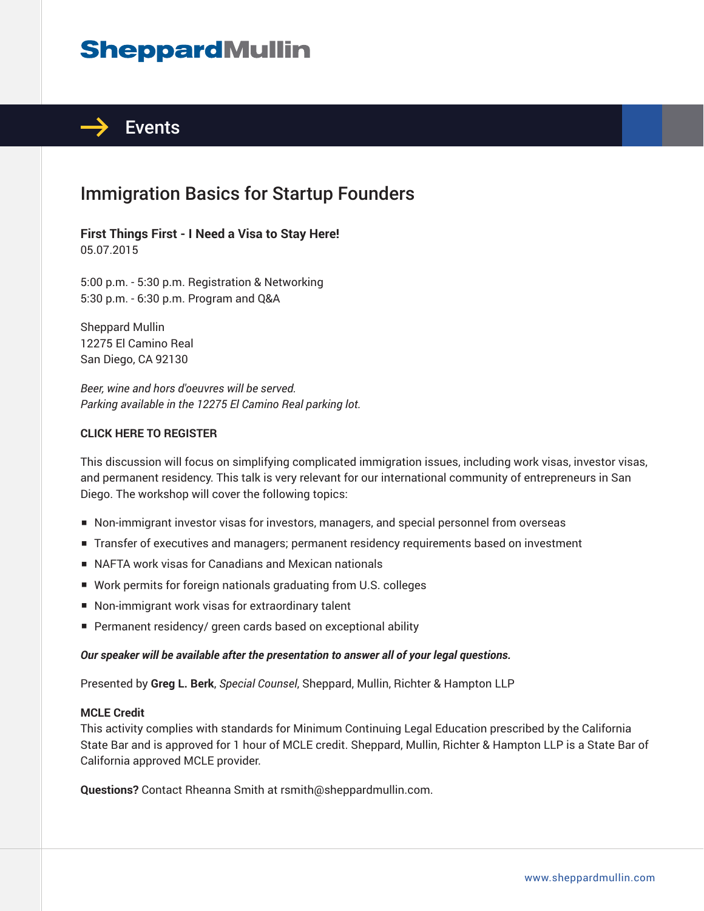SheppardMullin

## Events

# Immigration Basics for Startup Founders

**First Things First - I Need a Visa to Stay Here!**
05.07.2015

5:00 p.m. - 5:30 p.m. Registration & Networking
5:30 p.m. - 6:30 p.m. Program and Q&A

Sheppard Mullin
12275 El Camino Real
San Diego, CA 92130

*Beer, wine and hors d'oeuvres will be served.*
*Parking available in the 12275 El Camino Real parking lot.*

**CLICK HERE TO REGISTER**

This discussion will focus on simplifying complicated immigration issues, including work visas, investor visas, and permanent residency. This talk is very relevant for our international community of entrepreneurs in San Diego. The workshop will cover the following topics:

- Non-immigrant investor visas for investors, managers, and special personnel from overseas
- Transfer of executives and managers; permanent residency requirements based on investment
- NAFTA work visas for Canadians and Mexican nationals
- Work permits for foreign nationals graduating from U.S. colleges
- Non-immigrant work visas for extraordinary talent
- Permanent residency/ green cards based on exceptional ability

***Our speaker will be available after the presentation to answer all of your legal questions.***

Presented by **Greg L. Berk**, *Special Counsel*, Sheppard, Mullin, Richter & Hampton LLP

**MCLE Credit**
This activity complies with standards for Minimum Continuing Legal Education prescribed by the California State Bar and is approved for 1 hour of MCLE credit. Sheppard, Mullin, Richter & Hampton LLP is a State Bar of California approved MCLE provider.

**Questions?** Contact Rheanna Smith at rsmith@sheppardmullin.com.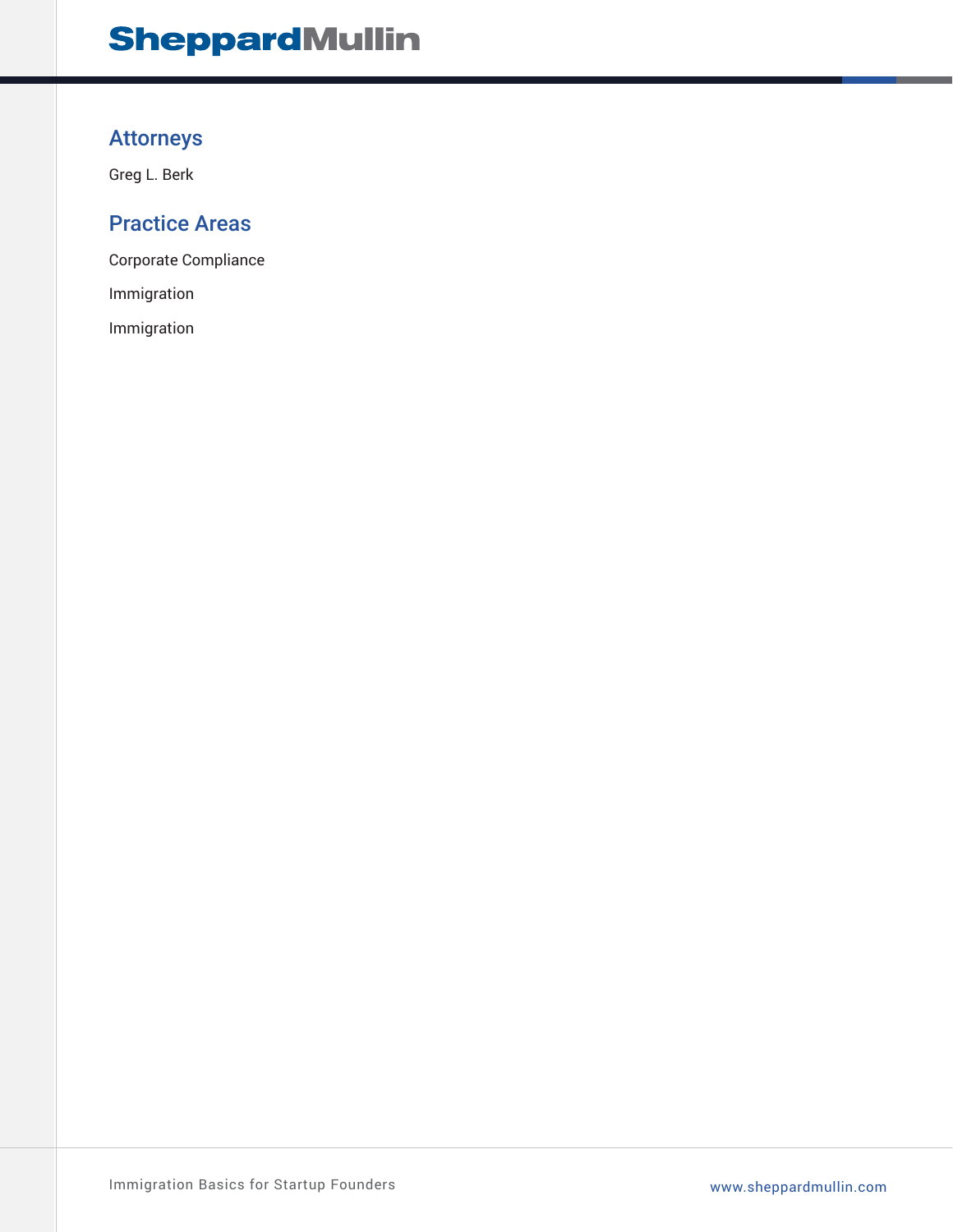## Attorneys

Greg L. Berk

## Practice Areas

Corporate Compliance

Immigration

Immigration